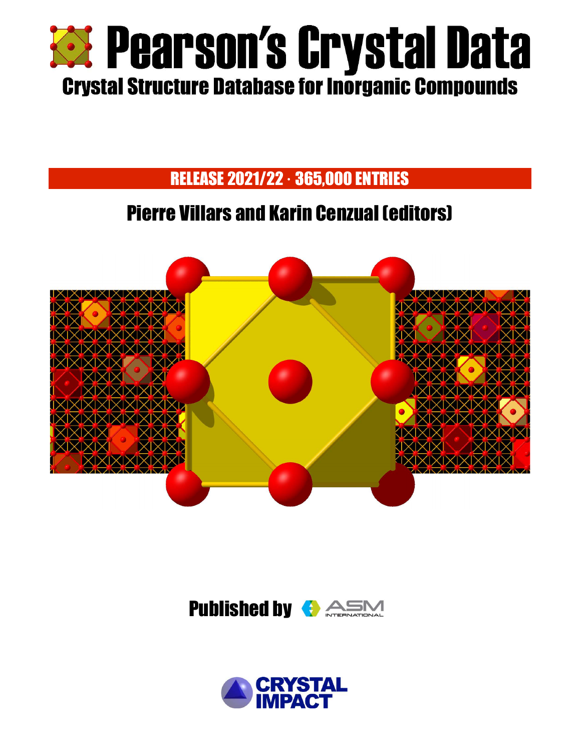# Pearson's Crystal Data

## Crystal Structure Database for Inorganic Compounds

**RELEASE 2021/22 · 365,000 ENTRIES**

## Pierre Villars and Karin Cenzual (editors)

**Published by** ASM INTERNATIONAL

CRYSTAL IMPACT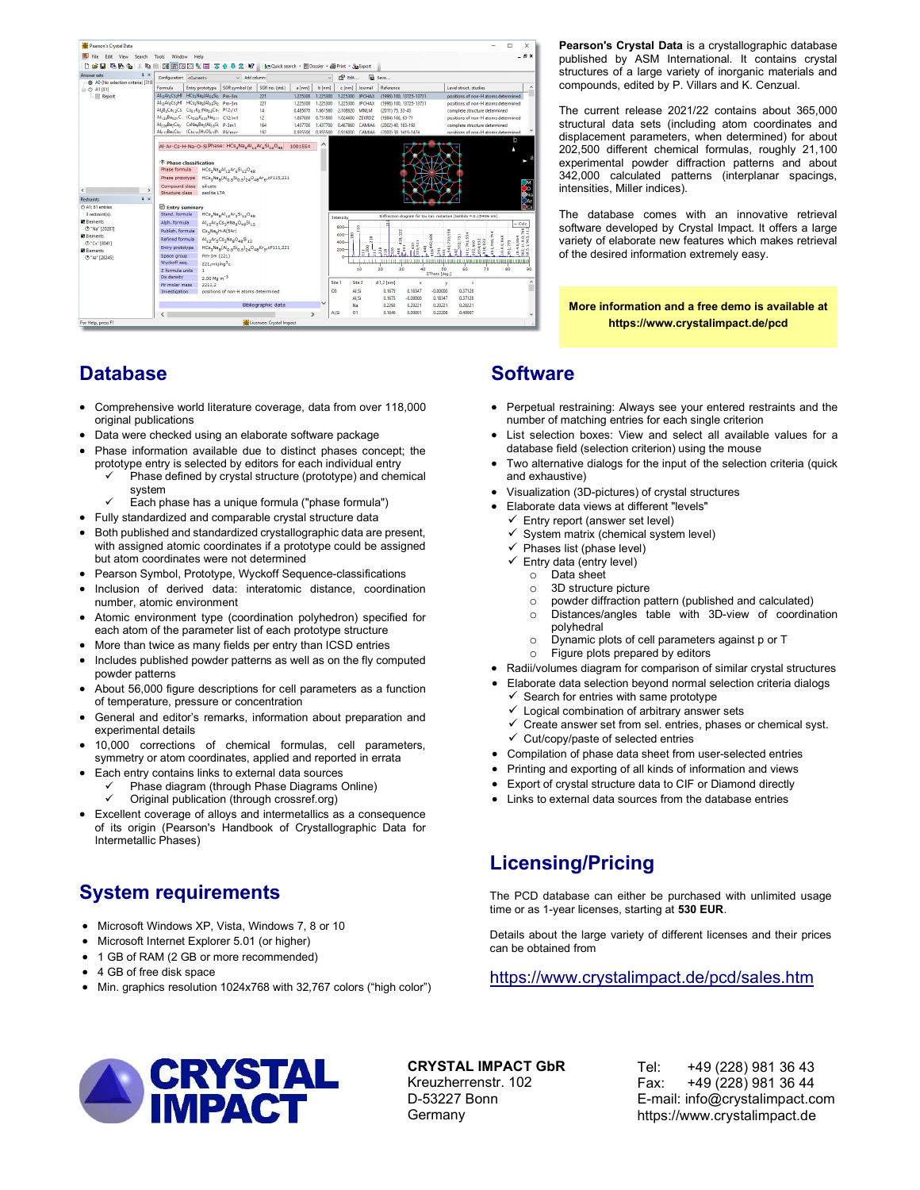**Pearson's Crystal Data** is a crystallographic database published by ASM International. It contains crystal structures of a large variety of inorganic materials and compounds, edited by P. Villars and K. Cenzual.

The current release 2021/22 contains about 365,000 structural data sets (including atom coordinates and displacement parameters, when determined) for about 202,500 different chemical formulas, roughly 21,100 experimental powder diffraction patterns and about 342,000 calculated patterns (interplanar spacings, intensities, Miller indices).

The database comes with an innovative retrieval software developed by Crystal Impact. It offers a large variety of elaborate new features which makes retrieval of the desired information extremely easy.

**More information and a free demo is available at https://www.crystalimpact.de/pcd**

## Database

- Comprehensive world literature coverage, data from over 118,000 original publications
- Data were checked using an elaborate software package
- Phase information available due to distinct phases concept; the prototype entry is selected by editors for each individual entry
  - ✓ Phase defined by crystal structure (prototype) and chemical system
  - ✓ Each phase has a unique formula ("phase formula")
- Fully standardized and comparable crystal structure data
- Both published and standardized crystallographic data are present, with assigned atomic coordinates if a prototype could be assigned but atom coordinates were not determined
- Pearson Symbol, Prototype, Wyckoff Sequence-classifications
- Inclusion of derived data: interatomic distance, coordination number, atomic environment
- Atomic environment type (coordination polyhedron) specified for each atom of the parameter list of each prototype structure
- More than twice as many fields per entry than ICSD entries
- Includes published powder patterns as well as on the fly computed powder patterns
- About 56,000 figure descriptions for cell parameters as a function of temperature, pressure or concentration
- General and editor's remarks, information about preparation and experimental details
- 10,000 corrections of chemical formulas, cell parameters, symmetry or atom coordinates, applied and reported in errata
- Each entry contains links to external data sources
  - ✓ Phase diagram (through Phase Diagrams Online)
  - ✓ Original publication (through crossref.org)
- Excellent coverage of alloys and intermetallics as a consequence of its origin (Pearson's Handbook of Crystallographic Data for Intermetallic Phases)

## System requirements

- Microsoft Windows XP, Vista, Windows 7, 8 or 10
- Microsoft Internet Explorer 5.01 (or higher)
- 1 GB of RAM (2 GB or more recommended)
- 4 GB of free disk space
- Min. graphics resolution 1024x768 with 32,767 colors ("high color")

## Software

- Perpetual restraining: Always see your entered restraints and the number of matching entries for each single criterion
- List selection boxes: View and select all available values for a database field (selection criterion) using the mouse
- Two alternative dialogs for the input of the selection criteria (quick and exhaustive)
- Visualization (3D-pictures) of crystal structures
- Elaborate data views at different "levels"
  - ✓ Entry report (answer set level)
  - ✓ System matrix (chemical system level)
  - ✓ Phases list (phase level)
  - ✓ Entry data (entry level)
    - Data sheet
    - 3D structure picture
    - powder diffraction pattern (published and calculated)
    - Distances/angles table with 3D-view of coordination polyhedral
    - Dynamic plots of cell parameters against p or T
    - Figure plots prepared by editors
- Radii/volumes diagram for comparison of similar crystal structures
- Elaborate data selection beyond normal selection criteria dialogs
  - ✓ Search for entries with same prototype
  - ✓ Logical combination of arbitrary answer sets
  - ✓ Create answer set from sel. entries, phases or chemical syst.
  - ✓ Cut/copy/paste of selected entries
- Compilation of phase data sheet from user-selected entries
- Printing and exporting of all kinds of information and views
- Export of crystal structure data to CIF or Diamond directly
- Links to external data sources from the database entries

## Licensing/Pricing

The PCD database can either be purchased with unlimited usage time or as 1-year licenses, starting at **530 EUR**.

Details about the large variety of different licenses and their prices can be obtained from

https://www.crystalimpact.de/pcd/sales.htm

CRYSTAL IMPACT

**CRYSTAL IMPACT GbR**
Kreuzherrenstr. 102
D-53227 Bonn
Germany

Tel: +49 (228) 981 36 43
Fax: +49 (228) 981 36 44
E-mail: info@crystalimpact.com
https://www.crystalimpact.de